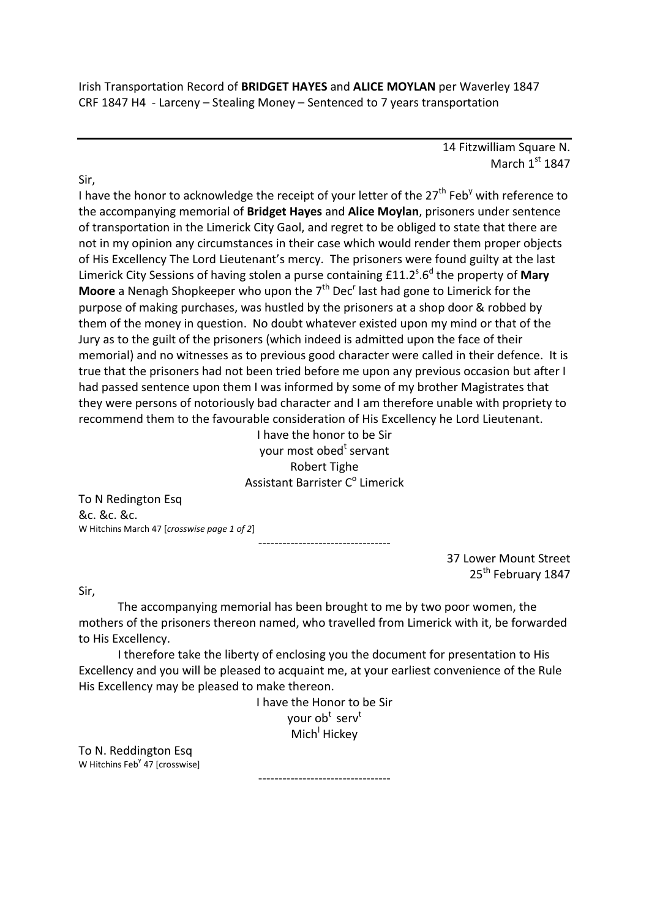Irish Transportation Record of **BRIDGET HAYES** and **ALICE MOYLAN** per Waverley 1847
CRF 1847 H4 - Larceny – Stealing Money – Sentenced to 7 years transportation

---

14 Fitzwilliam Square N.
March 1st 1847

Sir,
I have the honor to acknowledge the receipt of your letter of the 27th Feby with reference to the accompanying memorial of **Bridget Hayes** and **Alice Moylan**, prisoners under sentence of transportation in the Limerick City Gaol, and regret to be obliged to state that there are not in my opinion any circumstances in their case which would render them proper objects of His Excellency The Lord Lieutenant's mercy. The prisoners were found guilty at the last Limerick City Sessions of having stolen a purse containing £11.2s.6d the property of **Mary Moore** a Nenagh Shopkeeper who upon the 7th Decr last had gone to Limerick for the purpose of making purchases, was hustled by the prisoners at a shop door & robbed by them of the money in question. No doubt whatever existed upon my mind or that of the Jury as to the guilt of the prisoners (which indeed is admitted upon the face of their memorial) and no witnesses as to previous good character were called in their defence. It is true that the prisoners had not been tried before me upon any previous occasion but after I had passed sentence upon them I was informed by some of my brother Magistrates that they were persons of notoriously bad character and I am therefore unable with propriety to recommend them to the favourable consideration of His Excellency he Lord Lieutenant.

I have the honor to be Sir
your most obedt servant
Robert Tighe
Assistant Barrister Co Limerick

To N Redington Esq
&c. &c. &c.
W Hitchins March 47 [*crosswise page 1 of 2*]

---------------------------------

37 Lower Mount Street
25th February 1847

Sir,

The accompanying memorial has been brought to me by two poor women, the mothers of the prisoners thereon named, who travelled from Limerick with it, be forwarded to His Excellency.

I therefore take the liberty of enclosing you the document for presentation to His Excellency and you will be pleased to acquaint me, at your earliest convenience of the Rule His Excellency may be pleased to make thereon.

I have the Honor to be Sir
your obt servt
Michl Hickey

To N. Reddington Esq
W Hitchins Feby 47 [crosswise]

---------------------------------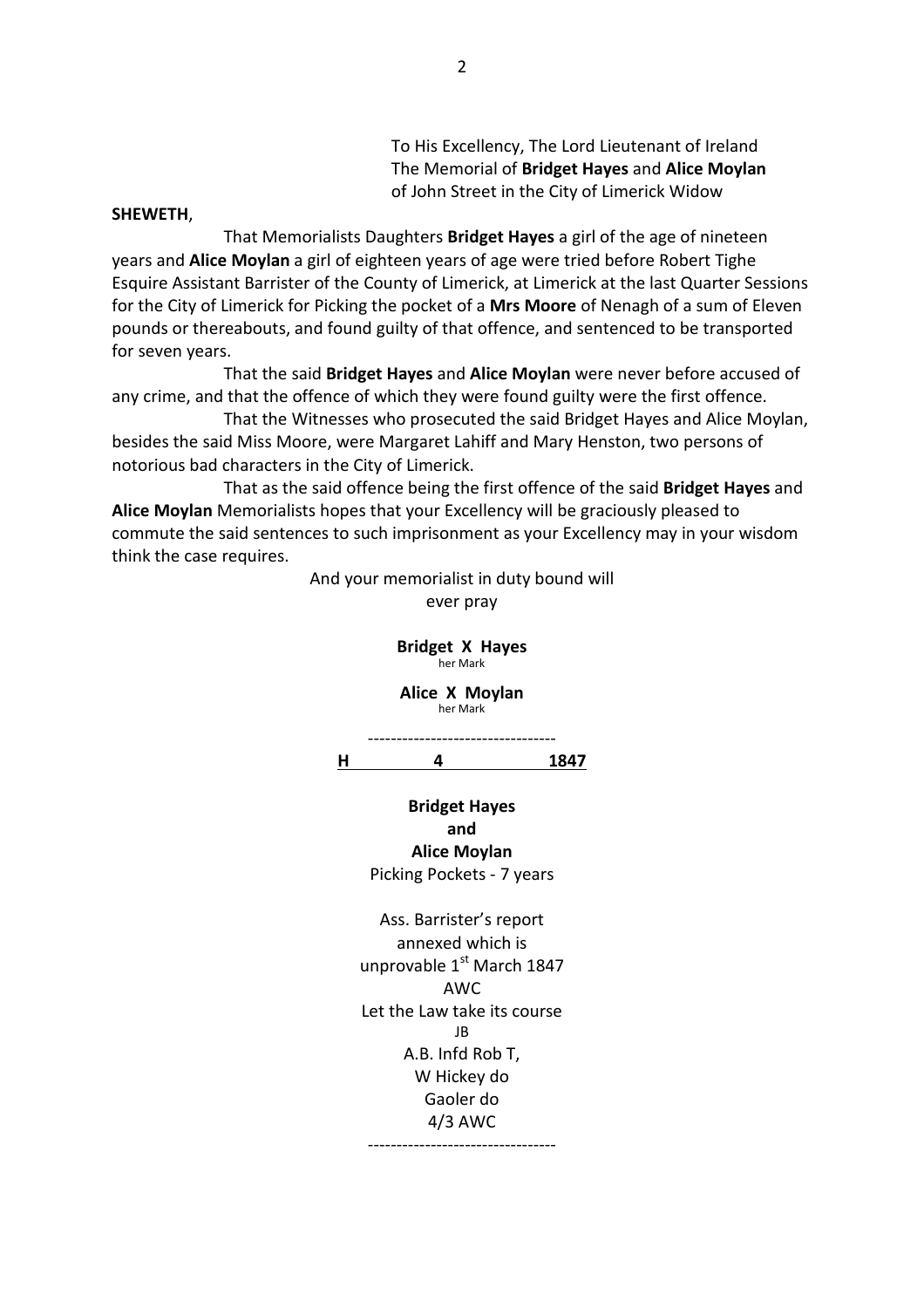To His Excellency, The Lord Lieutenant of Ireland
The Memorial of **Bridget Hayes** and **Alice Moylan**
of John Street in the City of Limerick Widow

**SHEWETH**,

That Memorialists Daughters **Bridget Hayes** a girl of the age of nineteen years and **Alice Moylan** a girl of eighteen years of age were tried before Robert Tighe Esquire Assistant Barrister of the County of Limerick, at Limerick at the last Quarter Sessions for the City of Limerick for Picking the pocket of a **Mrs Moore** of Nenagh of a sum of Eleven pounds or thereabouts, and found guilty of that offence, and sentenced to be transported for seven years.

That the said **Bridget Hayes** and **Alice Moylan** were never before accused of any crime, and that the offence of which they were found guilty were the first offence.

That the Witnesses who prosecuted the said Bridget Hayes and Alice Moylan, besides the said Miss Moore, were Margaret Lahiff and Mary Henston, two persons of notorious bad characters in the City of Limerick.

That as the said offence being the first offence of the said **Bridget Hayes** and **Alice Moylan** Memorialists hopes that your Excellency will be graciously pleased to commute the said sentences to such imprisonment as your Excellency may in your wisdom think the case requires.

And your memorialist in duty bound will
ever pray

**Bridget X Hayes**
her Mark

**Alice X Moylan**
her Mark

---

**H 4 1847**

**Bridget Hayes**
**and**
**Alice Moylan**
Picking Pockets - 7 years

Ass. Barrister's report
annexed which is
unprovable 1st March 1847
AWC
Let the Law take its course
JB
A.B. Infd Rob T,
W Hickey do
Gaoler do
4/3 AWC

---